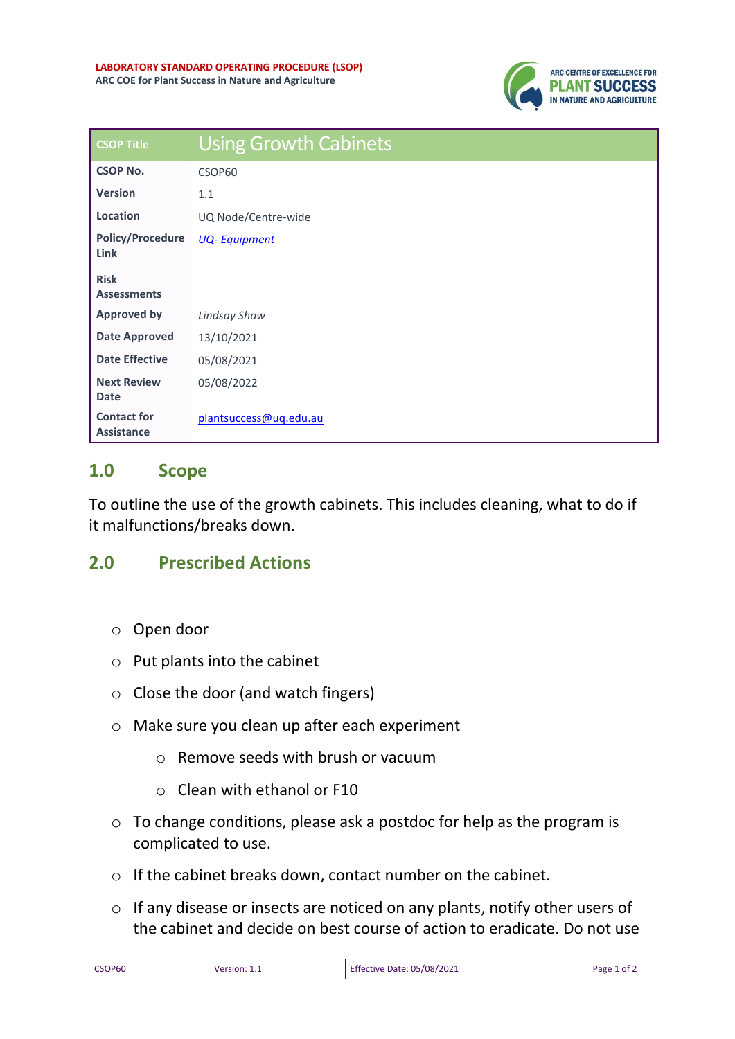**LABORATORY STANDARD OPERATING PROCEDURE (LSOP)**
**ARC COE for Plant Success in Nature and Agriculture**

ARC CENTRE OF EXCELLENCE FOR PLANT SUCCESS IN NATURE AND AGRICULTURE

| CSOP Title | Using Growth Cabinets |
|---|---|
| **CSOP No.** | CSOP60 |
| **Version** | 1.1 |
| **Location** | UQ Node/Centre-wide |
| **Policy/Procedure Link** | *UQ- Equipment* |
| **Risk Assessments** | |
| **Approved by** | *Lindsay Shaw* |
| **Date Approved** | 13/10/2021 |
| **Date Effective** | 05/08/2021 |
| **Next Review Date** | 05/08/2022 |
| **Contact for Assistance** | plantsuccess@uq.edu.au |

## 1.0 Scope

To outline the use of the growth cabinets. This includes cleaning, what to do if it malfunctions/breaks down.

## 2.0 Prescribed Actions

- Open door
- Put plants into the cabinet
- Close the door (and watch fingers)
- Make sure you clean up after each experiment
  - Remove seeds with brush or vacuum
  - Clean with ethanol or F10
- To change conditions, please ask a postdoc for help as the program is complicated to use.
- If the cabinet breaks down, contact number on the cabinet.
- If any disease or insects are noticed on any plants, notify other users of the cabinet and decide on best course of action to eradicate. Do not use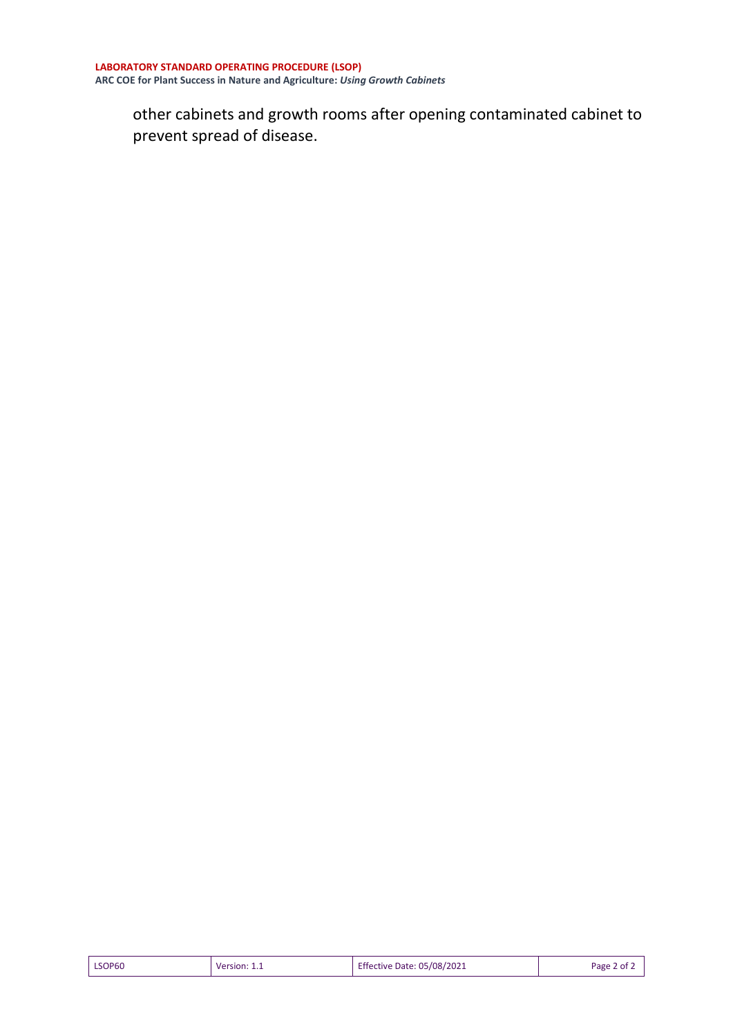other cabinets and growth rooms after opening contaminated cabinet to prevent spread of disease.